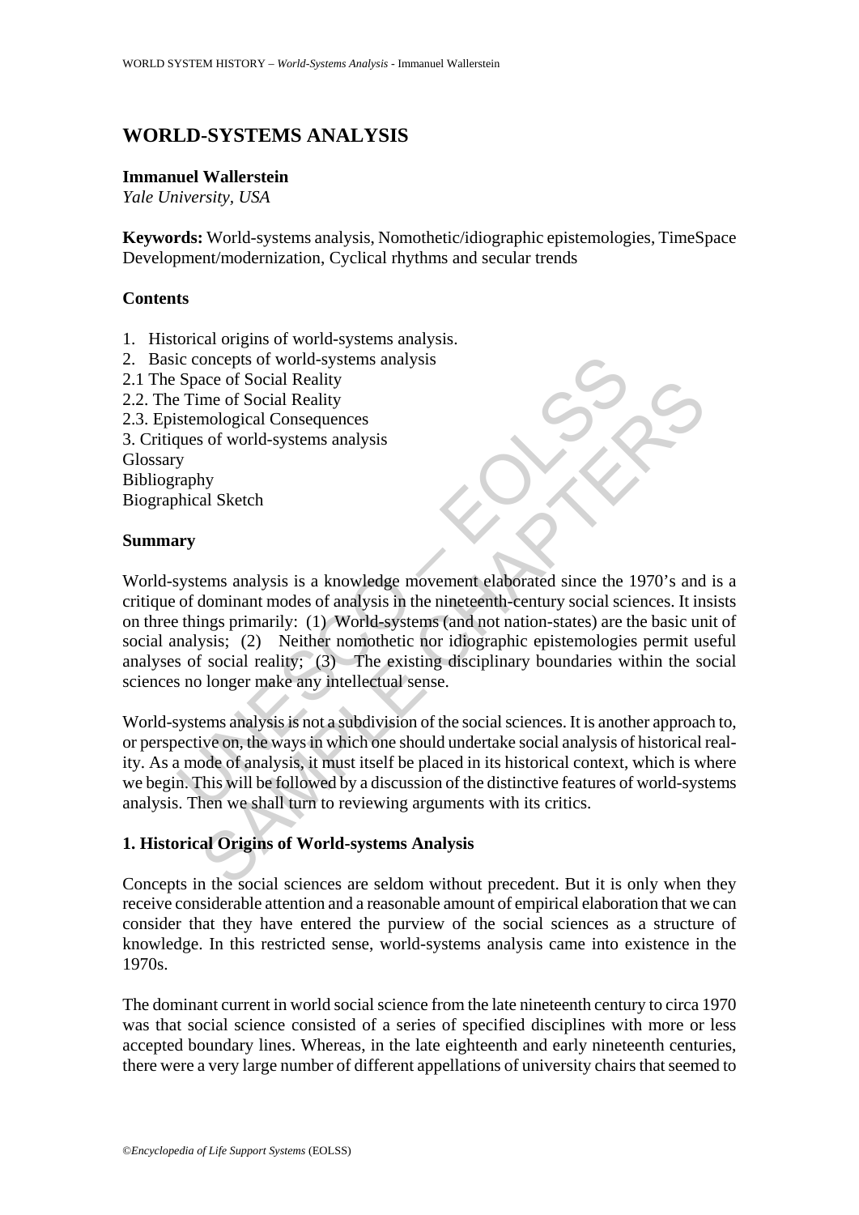# WORLD-SYSTEMS ANALYSIS

**Immanuel Wallerstein**
*Yale University, USA*

**Keywords:** World-systems analysis, Nomothetic/idiographic epistemologies, TimeSpace Development/modernization, Cyclical rhythms and secular trends

**Contents**

1. Historical origins of world-systems analysis.
2. Basic concepts of world-systems analysis
2.1 The Space of Social Reality
2.2. The Time of Social Reality
2.3. Epistemological Consequences
3. Critiques of world-systems analysis
Glossary
Bibliography
Biographical Sketch

**Summary**

World-systems analysis is a knowledge movement elaborated since the 1970's and is a critique of dominant modes of analysis in the nineteenth-century social sciences. It insists on three things primarily: (1) World-systems (and not nation-states) are the basic unit of social analysis; (2) Neither nomothetic nor idiographic epistemologies permit useful analyses of social reality; (3) The existing disciplinary boundaries within the social sciences no longer make any intellectual sense.

World-systems analysis is not a subdivision of the social sciences. It is another approach to, or perspective on, the ways in which one should undertake social analysis of historical reality. As a mode of analysis, it must itself be placed in its historical context, which is where we begin. This will be followed by a discussion of the distinctive features of world-systems analysis. Then we shall turn to reviewing arguments with its critics.

## 1. Historical Origins of World-systems Analysis

Concepts in the social sciences are seldom without precedent. But it is only when they receive considerable attention and a reasonable amount of empirical elaboration that we can consider that they have entered the purview of the social sciences as a structure of knowledge. In this restricted sense, world-systems analysis came into existence in the 1970s.

The dominant current in world social science from the late nineteenth century to circa 1970 was that social science consisted of a series of specified disciplines with more or less accepted boundary lines. Whereas, in the late eighteenth and early nineteenth centuries, there were a very large number of different appellations of university chairs that seemed to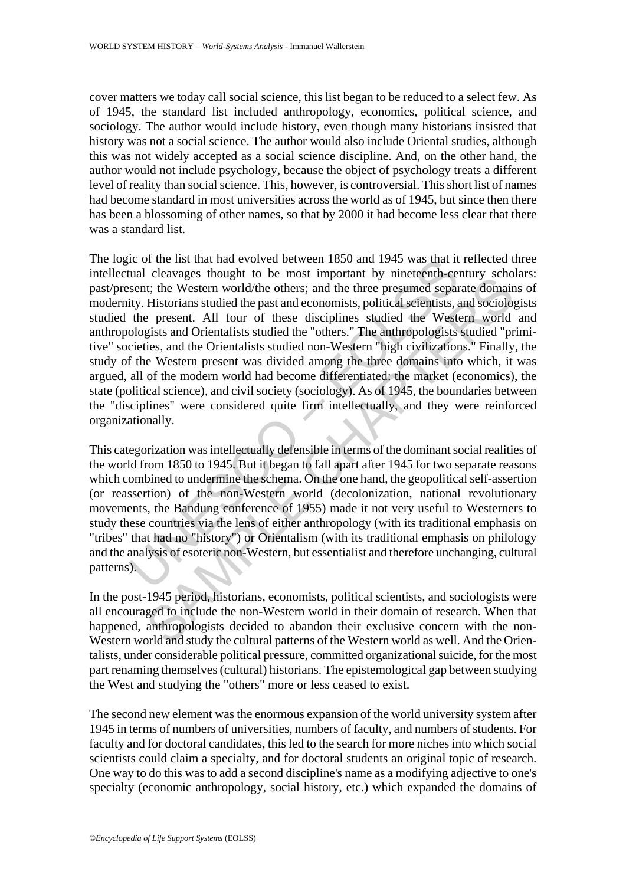cover matters we today call social science, this list began to be reduced to a select few. As of 1945, the standard list included anthropology, economics, political science, and sociology. The author would include history, even though many historians insisted that history was not a social science. The author would also include Oriental studies, although this was not widely accepted as a social science discipline. And, on the other hand, the author would not include psychology, because the object of psychology treats a different level of reality than social science. This, however, is controversial. This short list of names had become standard in most universities across the world as of 1945, but since then there has been a blossoming of other names, so that by 2000 it had become less clear that there was a standard list.

The logic of the list that had evolved between 1850 and 1945 was that it reflected three intellectual cleavages thought to be most important by nineteenth-century scholars: past/present; the Western world/the others; and the three presumed separate domains of modernity. Historians studied the past and economists, political scientists, and sociologists studied the present. All four of these disciplines studied the Western world and anthropologists and Orientalists studied the "others." The anthropologists studied "primitive" societies, and the Orientalists studied non-Western "high civilizations." Finally, the study of the Western present was divided among the three domains into which, it was argued, all of the modern world had become differentiated: the market (economics), the state (political science), and civil society (sociology). As of 1945, the boundaries between the "disciplines" were considered quite firm intellectually, and they were reinforced organizationally.

This categorization was intellectually defensible in terms of the dominant social realities of the world from 1850 to 1945. But it began to fall apart after 1945 for two separate reasons which combined to undermine the schema. On the one hand, the geopolitical self-assertion (or reassertion) of the non-Western world (decolonization, national revolutionary movements, the Bandung conference of 1955) made it not very useful to Westerners to study these countries via the lens of either anthropology (with its traditional emphasis on "tribes" that had no "history") or Orientalism (with its traditional emphasis on philology and the analysis of esoteric non-Western, but essentialist and therefore unchanging, cultural patterns).

In the post-1945 period, historians, economists, political scientists, and sociologists were all encouraged to include the non-Western world in their domain of research. When that happened, anthropologists decided to abandon their exclusive concern with the non-Western world and study the cultural patterns of the Western world as well. And the Orientalists, under considerable political pressure, committed organizational suicide, for the most part renaming themselves (cultural) historians. The epistemological gap between studying the West and studying the "others" more or less ceased to exist.

The second new element was the enormous expansion of the world university system after 1945 in terms of numbers of universities, numbers of faculty, and numbers of students. For faculty and for doctoral candidates, this led to the search for more niches into which social scientists could claim a specialty, and for doctoral students an original topic of research. One way to do this was to add a second discipline's name as a modifying adjective to one's specialty (economic anthropology, social history, etc.) which expanded the domains of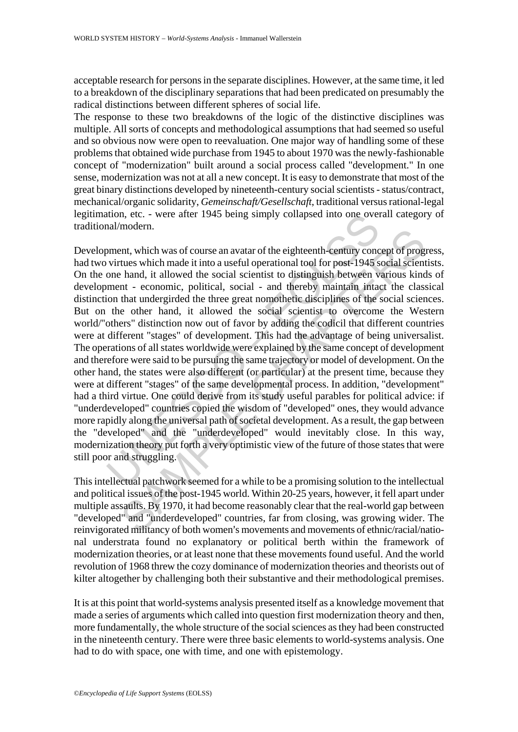acceptable research for persons in the separate disciplines. However, at the same time, it led to a breakdown of the disciplinary separations that had been predicated on presumably the radical distinctions between different spheres of social life.

The response to these two breakdowns of the logic of the distinctive disciplines was multiple. All sorts of concepts and methodological assumptions that had seemed so useful and so obvious now were open to reevaluation. One major way of handling some of these problems that obtained wide purchase from 1945 to about 1970 was the newly-fashionable concept of "modernization" built around a social process called "development." In one sense, modernization was not at all a new concept. It is easy to demonstrate that most of the great binary distinctions developed by nineteenth-century social scientists - status/contract, mechanical/organic solidarity, *Gemeinschaft/Gesellschaft*, traditional versus rational-legal legitimation, etc. - were after 1945 being simply collapsed into one overall category of traditional/modern.

Development, which was of course an avatar of the eighteenth-century concept of progress, had two virtues which made it into a useful operational tool for post-1945 social scientists. On the one hand, it allowed the social scientist to distinguish between various kinds of development - economic, political, social - and thereby maintain intact the classical distinction that undergirded the three great nomothetic disciplines of the social sciences. But on the other hand, it allowed the social scientist to overcome the Western world/"others" distinction now out of favor by adding the codicil that different countries were at different "stages" of development. This had the advantage of being universalist. The operations of all states worldwide were explained by the same concept of development and therefore were said to be pursuing the same trajectory or model of development. On the other hand, the states were also different (or particular) at the present time, because they were at different "stages" of the same developmental process. In addition, "development" had a third virtue. One could derive from its study useful parables for political advice: if "underdeveloped" countries copied the wisdom of "developed" ones, they would advance more rapidly along the universal path of societal development. As a result, the gap between the "developed" and the "underdeveloped" would inevitably close. In this way, modernization theory put forth a very optimistic view of the future of those states that were still poor and struggling.

This intellectual patchwork seemed for a while to be a promising solution to the intellectual and political issues of the post-1945 world. Within 20-25 years, however, it fell apart under multiple assaults. By 1970, it had become reasonably clear that the real-world gap between "developed" and "underdeveloped" countries, far from closing, was growing wider. The reinvigorated militancy of both women's movements and movements of ethnic/racial/national understrata found no explanatory or political berth within the framework of modernization theories, or at least none that these movements found useful. And the world revolution of 1968 threw the cozy dominance of modernization theories and theorists out of kilter altogether by challenging both their substantive and their methodological premises.

It is at this point that world-systems analysis presented itself as a knowledge movement that made a series of arguments which called into question first modernization theory and then, more fundamentally, the whole structure of the social sciences as they had been constructed in the nineteenth century. There were three basic elements to world-systems analysis. One had to do with space, one with time, and one with epistemology.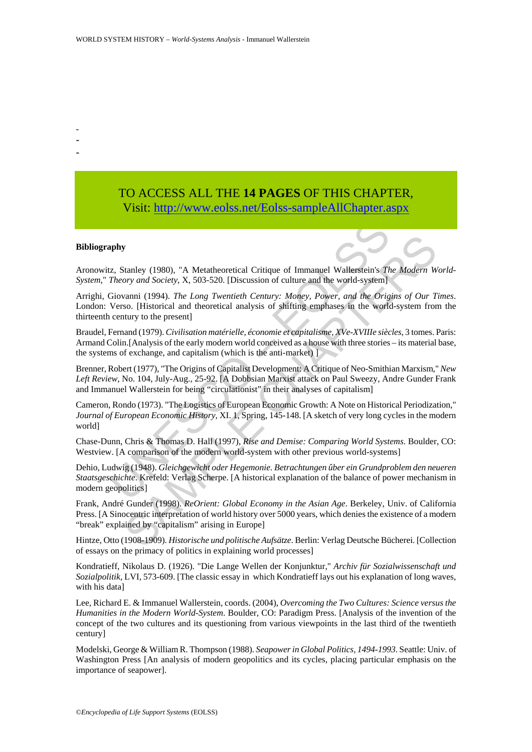-
-
-

TO ACCESS ALL THE **14 PAGES** OF THIS CHAPTER,
Visit: http://www.eolss.net/Eolss-sampleAllChapter.aspx

**Bibliography**

Aronowitz, Stanley (1980), "A Metatheoretical Critique of Immanuel Wallerstein's *The Modern World-System*," *Theory and Society*, X, 503-520. [Discussion of culture and the world-system]

Arrighi, Giovanni (1994). *The Long Twentieth Century: Money, Power, and the Origins of Our Times*. London: Verso. [Historical and theoretical analysis of shifting emphases in the world-system from the thirteenth century to the present]

Braudel, Fernand (1979). *Civilisation matérielle, économie et capitalisme, XVe-XVIIIe siècles*, 3 tomes. Paris: Armand Colin.[Analysis of the early modern world conceived as a house with three stories – its material base, the systems of exchange, and capitalism (which is the anti-market) ]

Brenner, Robert (1977), "The Origins of Capitalist Development: A Critique of Neo-Smithian Marxism," *New Left Review*, No. 104, July-Aug., 25-92. [A Dobbsian Marxist attack on Paul Sweezy, Andre Gunder Frank and Immanuel Wallerstein for being "circulationist" in their analyses of capitalism]

Cameron, Rondo (1973). "The Logistics of European Economic Growth: A Note on Historical Periodization," *Journal of European Economic History*, XI. 1, Spring, 145-148. [A sketch of very long cycles in the modern world]

Chase-Dunn, Chris & Thomas D. Hall (1997), *Rise and Demise: Comparing World Systems*. Boulder, CO: Westview. [A comparison of the modern world-system with other previous world-systems]

Dehio, Ludwig (1948). *Gleichgewicht oder Hegemonie. Betrachtungen ûber ein Grundproblem den neueren Staatsgeschichte*. Krefeld: Verlag Scherpe. [A historical explanation of the balance of power mechanism in modern geopolitics]

Frank, André Gunder (1998). *ReOrient: Global Economy in the Asian Age*. Berkeley, Univ. of California Press. [A Sinocentric interpretation of world history over 5000 years, which denies the existence of a modern "break" explained by "capitalism" arising in Europe]

Hintze, Otto (1908-1909). *Historische und politische Aufsätze*. Berlin: Verlag Deutsche Bücherei. [Collection of essays on the primacy of politics in explaining world processes]

Kondratieff, Nikolaus D. (1926). "Die Lange Wellen der Konjunktur," *Archiv für Sozialwissenschaft und Sozialpolitik*, LVI, 573-609. [The classic essay in which Kondratieff lays out his explanation of long waves, with his data]

Lee, Richard E. & Immanuel Wallerstein, coords. (2004), *Overcoming the Two Cultures: Science versus the Humanities in the Modern World-System*. Boulder, CO: Paradigm Press. [Analysis of the invention of the concept of the two cultures and its questioning from various viewpoints in the last third of the twentieth century]

Modelski, George & William R. Thompson (1988). *Seapower in Global Politics, 1494-1993*. Seattle: Univ. of Washington Press [An analysis of modern geopolitics and its cycles, placing particular emphasis on the importance of seapower].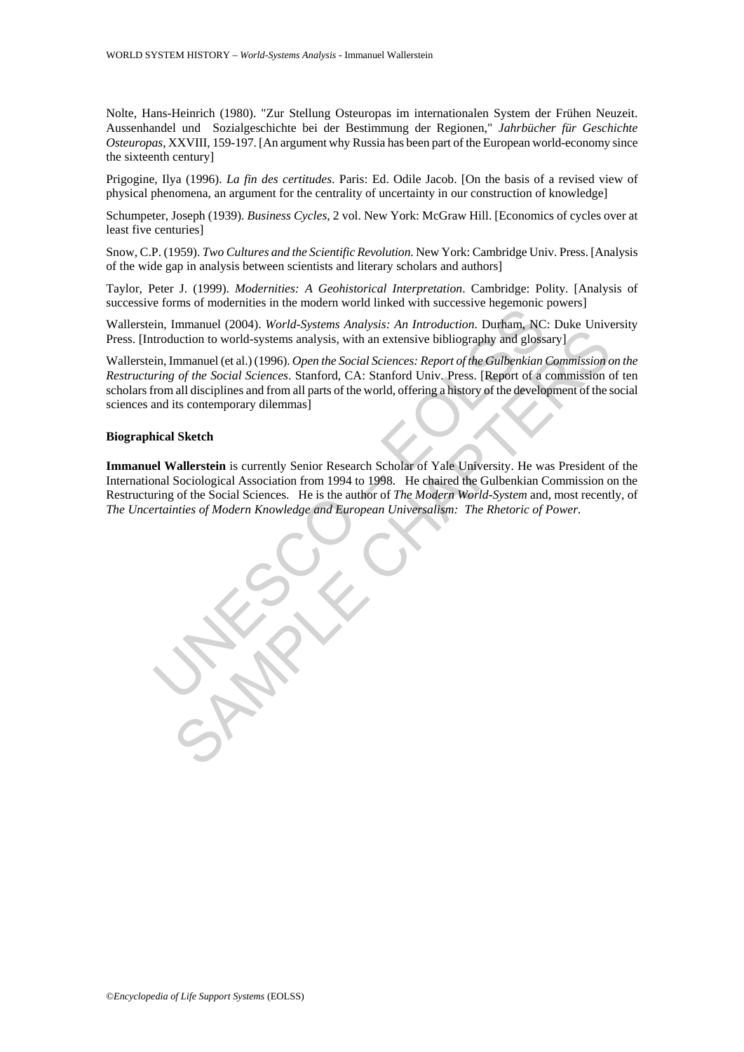Nolte, Hans-Heinrich (1980). "Zur Stellung Osteuropas im internationalen System der Frühen Neuzeit. Aussenhandel und Sozialgeschichte bei der Bestimmung der Regionen," *Jahrbücher für Geschichte Osteuropas*, XXVIII, 159-197. [An argument why Russia has been part of the European world-economy since the sixteenth century]

Prigogine, Ilya (1996). *La fin des certitudes*. Paris: Ed. Odile Jacob. [On the basis of a revised view of physical phenomena, an argument for the centrality of uncertainty in our construction of knowledge]

Schumpeter, Joseph (1939). *Business Cycles*, 2 vol. New York: McGraw Hill. [Economics of cycles over at least five centuries]

Snow, C.P. (1959). *Two Cultures and the Scientific Revolution*. New York: Cambridge Univ. Press. [Analysis of the wide gap in analysis between scientists and literary scholars and authors]

Taylor, Peter J. (1999). *Modernities: A Geohistorical Interpretation*. Cambridge: Polity. [Analysis of successive forms of modernities in the modern world linked with successive hegemonic powers]

Wallerstein, Immanuel (2004). *World-Systems Analysis: An Introduction*. Durham, NC: Duke University Press. [Introduction to world-systems analysis, with an extensive bibliography and glossary]

Wallerstein, Immanuel (et al.) (1996). *Open the Social Sciences: Report of the Gulbenkian Commission on the Restructuring of the Social Sciences*. Stanford, CA: Stanford Univ. Press. [Report of a commission of ten scholars from all disciplines and from all parts of the world, offering a history of the development of the social sciences and its contemporary dilemmas]

**Biographical Sketch**

**Immanuel Wallerstein** is currently Senior Research Scholar of Yale University. He was President of the International Sociological Association from 1994 to 1998. He chaired the Gulbenkian Commission on the Restructuring of the Social Sciences. He is the author of *The Modern World-System* and, most recently, of *The Uncertainties of Modern Knowledge and European Universalism: The Rhetoric of Power*.